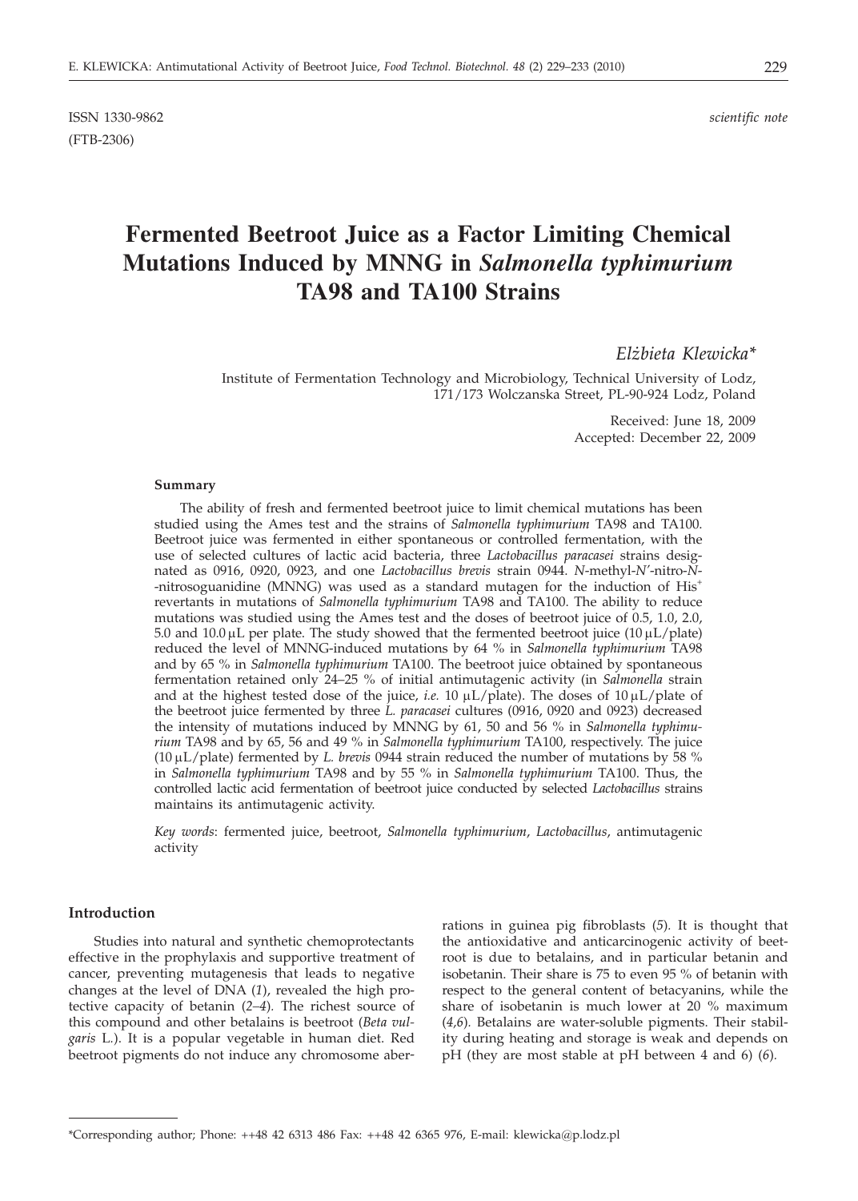ISSN 1330-9862 *scientific note*

(FTB-2306)

# Fermented Beetroot Juice as a Factor Limiting Chemical Mutations Induced by MNNG in *Salmonella typhimurium* TA98 and TA100 Strains

*Elżbieta Klewicka**

Institute of Fermentation Technology and Microbiology, Technical University of Lodz, 171/173 Wolczanska Street, PL-90-924 Lodz, Poland

Received: June 18, 2009

Accepted: December 22, 2009

## Summary

The ability of fresh and fermented beetroot juice to limit chemical mutations has been studied using the Ames test and the strains of *Salmonella typhimurium* TA98 and TA100. Beetroot juice was fermented in either spontaneous or controlled fermentation, with the use of selected cultures of lactic acid bacteria, three *Lactobacillus paracasei* strains designated as 0916, 0920, 0923, and one *Lactobacillus brevis* strain 0944. *N*-methyl-*N'*-nitro-*N*-nitrosoguanidine (MNNG) was used as a standard mutagen for the induction of $His^+$ revertants in mutations of *Salmonella typhimurium* TA98 and TA100. The ability to reduce mutations was studied using the Ames test and the doses of beetroot juice of 0.5, 1.0, 2.0, 5.0 and 10.0 μL per plate. The study showed that the fermented beetroot juice (10 μL/plate) reduced the level of MNNG-induced mutations by 64 % in *Salmonella typhimurium* TA98 and by 65 % in *Salmonella typhimurium* TA100. The beetroot juice obtained by spontaneous fermentation retained only 24–25 % of initial antimutagenic activity (in *Salmonella* strain and at the highest tested dose of the juice, *i.e.* 10 μL/plate). The doses of 10 μL/plate of the beetroot juice fermented by three *L. paracasei* cultures (0916, 0920 and 0923) decreased the intensity of mutations induced by MNNG by 61, 50 and 56 % in *Salmonella typhimurium* TA98 and by 65, 56 and 49 % in *Salmonella typhimurium* TA100, respectively. The juice (10 μL/plate) fermented by *L. brevis* 0944 strain reduced the number of mutations by 58 % in *Salmonella typhimurium* TA98 and by 55 % in *Salmonella typhimurium* TA100. Thus, the controlled lactic acid fermentation of beetroot juice conducted by selected *Lactobacillus* strains maintains its antimutagenic activity.

*Key words*: fermented juice, beetroot, *Salmonella typhimurium*, *Lactobacillus*, antimutagenic activity

## Introduction

Studies into natural and synthetic chemoprotectants effective in the prophylaxis and supportive treatment of cancer, preventing mutagenesis that leads to negative changes at the level of DNA (*1*), revealed the high protective capacity of betanin (*2–4*). The richest source of this compound and other betalains is beetroot (*Beta vulgaris* L.). It is a popular vegetable in human diet. Red beetroot pigments do not induce any chromosome aberrations in guinea pig fibroblasts (*5*). It is thought that the antioxidative and anticarcinogenic activity of beetroot is due to betalains, and in particular betanin and isobetanin. Their share is 75 to even 95 % of betanin with respect to the general content of betacyanins, while the share of isobetanin is much lower at 20 % maximum (*4,6*). Betalains are water-soluble pigments. Their stability during heating and storage is weak and depends on pH (they are most stable at pH between 4 and 6) (*6*).

*Corresponding author; Phone: ++48 42 6313 486 Fax: ++48 42 6365 976, E-mail: klewicka@p.lodz.pl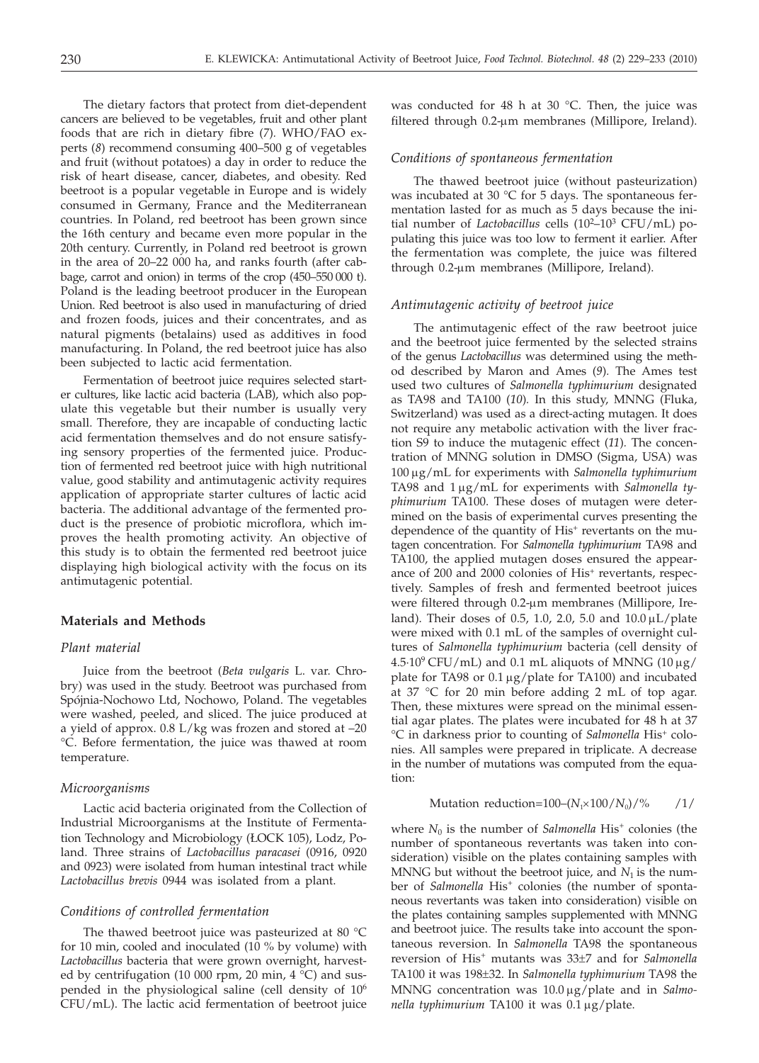The dietary factors that protect from diet-dependent cancers are believed to be vegetables, fruit and other plant foods that are rich in dietary fibre (*7*). WHO/FAO experts (*8*) recommend consuming 400–500 g of vegetables and fruit (without potatoes) a day in order to reduce the risk of heart disease, cancer, diabetes, and obesity. Red beetroot is a popular vegetable in Europe and is widely consumed in Germany, France and the Mediterranean countries. In Poland, red beetroot has been grown since the 16th century and became even more popular in the 20th century. Currently, in Poland red beetroot is grown in the area of 20–22 000 ha, and ranks fourth (after cabbage, carrot and onion) in terms of the crop (450–550 000 t). Poland is the leading beetroot producer in the European Union. Red beetroot is also used in manufacturing of dried and frozen foods, juices and their concentrates, and as natural pigments (betalains) used as additives in food manufacturing. In Poland, the red beetroot juice has also been subjected to lactic acid fermentation.

Fermentation of beetroot juice requires selected starter cultures, like lactic acid bacteria (LAB), which also populate this vegetable but their number is usually very small. Therefore, they are incapable of conducting lactic acid fermentation themselves and do not ensure satisfying sensory properties of the fermented juice. Production of fermented red beetroot juice with high nutritional value, good stability and antimutagenic activity requires application of appropriate starter cultures of lactic acid bacteria. The additional advantage of the fermented product is the presence of probiotic microflora, which improves the health promoting activity. An objective of this study is to obtain the fermented red beetroot juice displaying high biological activity with the focus on its antimutagenic potential.

## Materials and Methods

### *Plant material*

Juice from the beetroot (*Beta vulgaris* L. var. Chrobry) was used in the study. Beetroot was purchased from Spójnia-Nochowo Ltd, Nochowo, Poland. The vegetables were washed, peeled, and sliced. The juice produced at a yield of approx. 0.8 L/kg was frozen and stored at –20 °C. Before fermentation, the juice was thawed at room temperature.

### *Microorganisms*

Lactic acid bacteria originated from the Collection of Industrial Microorganisms at the Institute of Fermentation Technology and Microbiology (ŁOCK 105), Lodz, Poland. Three strains of *Lactobacillus paracasei* (0916, 0920 and 0923) were isolated from human intestinal tract while *Lactobacillus brevis* 0944 was isolated from a plant.

### *Conditions of controlled fermentation*

The thawed beetroot juice was pasteurized at 80 °C for 10 min, cooled and inoculated (10 % by volume) with *Lactobacillus* bacteria that were grown overnight, harvested by centrifugation (10 000 rpm, 20 min, 4 °C) and suspended in the physiological saline (cell density of $10^6$ CFU/mL). The lactic acid fermentation of beetroot juice was conducted for 48 h at 30 °C. Then, the juice was filtered through 0.2-μm membranes (Millipore, Ireland).

### *Conditions of spontaneous fermentation*

The thawed beetroot juice (without pasteurization) was incubated at 30 °C for 5 days. The spontaneous fermentation lasted for as much as 5 days because the initial number of *Lactobacillus* cells ($10^2$–$10^3$ CFU/mL) populating this juice was too low to ferment it earlier. After the fermentation was complete, the juice was filtered through 0.2-μm membranes (Millipore, Ireland).

### *Antimutagenic activity of beetroot juice*

The antimutagenic effect of the raw beetroot juice and the beetroot juice fermented by the selected strains of the genus *Lactobacillus* was determined using the method described by Maron and Ames (*9*). The Ames test used two cultures of *Salmonella typhimurium* designated as TA98 and TA100 (*10*). In this study, MNNG (Fluka, Switzerland) was used as a direct-acting mutagen. It does not require any metabolic activation with the liver fraction S9 to induce the mutagenic effect (*11*). The concentration of MNNG solution in DMSO (Sigma, USA) was 100 μg/mL for experiments with *Salmonella typhimurium* TA98 and 1 μg/mL for experiments with *Salmonella typhimurium* TA100. These doses of mutagen were determined on the basis of experimental curves presenting the dependence of the quantity of $His^+$ revertants on the mutagen concentration. For *Salmonella typhimurium* TA98 and TA100, the applied mutagen doses ensured the appearance of 200 and 2000 colonies of $His^+$ revertants, respectively. Samples of fresh and fermented beetroot juices were filtered through 0.2-μm membranes (Millipore, Ireland). Their doses of 0.5, 1.0, 2.0, 5.0 and 10.0 μL/plate were mixed with 0.1 mL of the samples of overnight cultures of *Salmonella typhimurium* bacteria (cell density of $4.5\cdot10^9$ CFU/mL) and 0.1 mL aliquots of MNNG (10 μg/plate for TA98 or 0.1 μg/plate for TA100) and incubated at 37 °C for 20 min before adding 2 mL of top agar. Then, these mixtures were spread on the minimal essential agar plates. The plates were incubated for 48 h at 37 °C in darkness prior to counting of *Salmonella* $His^+$ colonies. All samples were prepared in triplicate. A decrease in the number of mutations was computed from the equation:

$$\text{Mutation reduction}=100-(N_1\times100/N_0)/\% \qquad /1/$$

where $N_0$ is the number of *Salmonella* $His^+$ colonies (the number of spontaneous revertants was taken into consideration) visible on the plates containing samples with MNNG but without the beetroot juice, and $N_1$ is the number of *Salmonella* $His^+$ colonies (the number of spontaneous revertants was taken into consideration) visible on the plates containing samples supplemented with MNNG and beetroot juice. The results take into account the spontaneous reversion. In *Salmonella* TA98 the spontaneous reversion of $His^+$ mutants was 33±7 and for *Salmonella* TA100 it was 198±32. In *Salmonella typhimurium* TA98 the MNNG concentration was 10.0 μg/plate and in *Salmonella typhimurium* TA100 it was 0.1 μg/plate.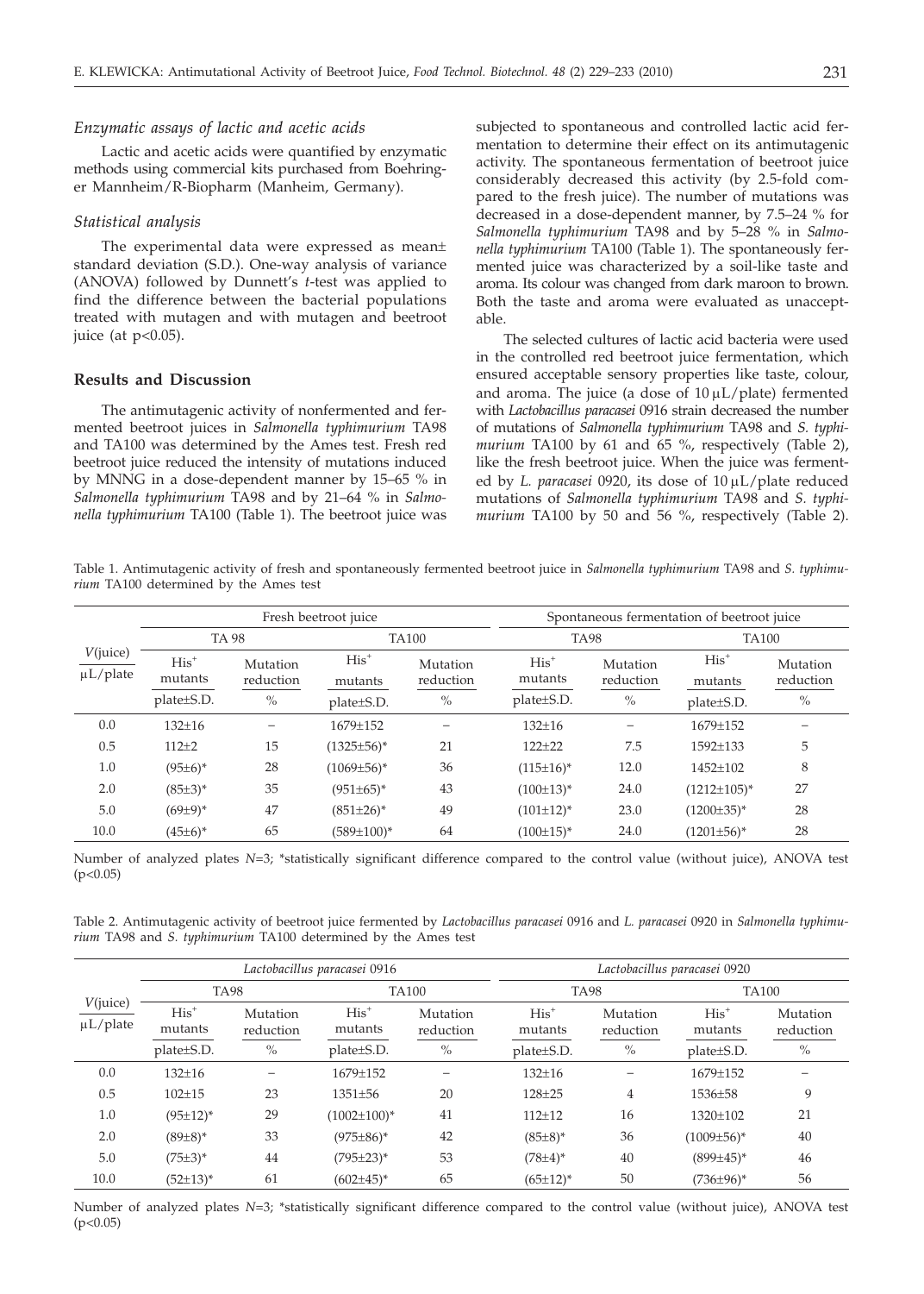### *Enzymatic assays of lactic and acetic acids*

Lactic and acetic acids were quantified by enzymatic methods using commercial kits purchased from Boehringer Mannheim/R-Biopharm (Manheim, Germany).

### *Statistical analysis*

The experimental data were expressed as mean± standard deviation (S.D.). One-way analysis of variance (ANOVA) followed by Dunnett's *t*-test was applied to find the difference between the bacterial populations treated with mutagen and with mutagen and beetroot juice (at $p<0.05$).

## Results and Discussion

The antimutagenic activity of nonfermented and fermented beetroot juices in *Salmonella typhimurium* TA98 and TA100 was determined by the Ames test. Fresh red beetroot juice reduced the intensity of mutations induced by MNNG in a dose-dependent manner by 15–65 % in *Salmonella typhimurium* TA98 and by 21–64 % in *Salmonella typhimurium* TA100 (Table 1). The beetroot juice was subjected to spontaneous and controlled lactic acid fermentation to determine their effect on its antimutagenic activity. The spontaneous fermentation of beetroot juice considerably decreased this activity (by 2.5-fold compared to the fresh juice). The number of mutations was decreased in a dose-dependent manner, by 7.5–24 % for *Salmonella typhimurium* TA98 and by 5–28 % in *Salmonella typhimurium* TA100 (Table 1). The spontaneously fermented juice was characterized by a soil-like taste and aroma. Its colour was changed from dark maroon to brown. Both the taste and aroma were evaluated as unacceptable.

The selected cultures of lactic acid bacteria were used in the controlled red beetroot juice fermentation, which ensured acceptable sensory properties like taste, colour, and aroma. The juice (a dose of 10 μL/plate) fermented with *Lactobacillus paracasei* 0916 strain decreased the number of mutations of *Salmonella typhimurium* TA98 and *S. typhimurium* TA100 by 61 and 65 %, respectively (Table 2), like the fresh beetroot juice. When the juice was fermented by *L. paracasei* 0920, its dose of 10 μL/plate reduced mutations of *Salmonella typhimurium* TA98 and *S. typhimurium* TA100 by 50 and 56 %, respectively (Table 2).

Table 1. Antimutagenic activity of fresh and spontaneously fermented beetroot juice in *Salmonella typhimurium* TA98 and *S. typhimurium* TA100 determined by the Ames test

| | Fresh beetroot juice | | | | Spontaneous fermentation of beetroot juice | | | |
|---|---|---|---|---|---|---|---|---|
| | TA 98 | | TA100 | | TA98 | | TA100 | |
| *V*(juice) μL/plate | His⁺ mutants plate±S.D. | Mutation reduction % | His⁺ mutants plate±S.D. | Mutation reduction % | His⁺ mutants plate±S.D. | Mutation reduction % | His⁺ mutants plate±S.D. | Mutation reduction % |
| 0.0 | 132±16 | – | 1679±152 | – | 132±16 | – | 1679±152 | – |
| 0.5 | 112±2 | 15 | (1325±56)* | 21 | 122±22 | 7.5 | 1592±133 | 5 |
| 1.0 | (95±6)* | 28 | (1069±56)* | 36 | (115±16)* | 12.0 | 1452±102 | 8 |
| 2.0 | (85±3)* | 35 | (951±65)* | 43 | (100±13)* | 24.0 | (1212±105)* | 27 |
| 5.0 | (69±9)* | 47 | (851±26)* | 49 | (101±12)* | 23.0 | (1200±35)* | 28 |
| 10.0 | (45±6)* | 65 | (589±100)* | 64 | (100±15)* | 24.0 | (1201±56)* | 28 |

Number of analyzed plates $N=3$; *statistically significant difference compared to the control value (without juice), ANOVA test ($p<0.05$)

Table 2. Antimutagenic activity of beetroot juice fermented by *Lactobacillus paracasei* 0916 and *L. paracasei* 0920 in *Salmonella typhimurium* TA98 and *S. typhimurium* TA100 determined by the Ames test

| | *Lactobacillus paracasei* 0916 | | | | *Lactobacillus paracasei* 0920 | | | |
|---|---|---|---|---|---|---|---|---|
| | TA98 | | TA100 | | TA98 | | TA100 | |
| *V*(juice) μL/plate | His⁺ mutants plate±S.D. | Mutation reduction % | His⁺ mutants plate±S.D. | Mutation reduction % | His⁺ mutants plate±S.D. | Mutation reduction % | His⁺ mutants plate±S.D. | Mutation reduction % |
| 0.0 | 132±16 | – | 1679±152 | – | 132±16 | – | 1679±152 | – |
| 0.5 | 102±15 | 23 | 1351±56 | 20 | 128±25 | 4 | 1536±58 | 9 |
| 1.0 | (95±12)* | 29 | (1002±100)* | 41 | 112±12 | 16 | 1320±102 | 21 |
| 2.0 | (89±8)* | 33 | (975±86)* | 42 | (85±8)* | 36 | (1009±56)* | 40 |
| 5.0 | (75±3)* | 44 | (795±23)* | 53 | (78±4)* | 40 | (899±45)* | 46 |
| 10.0 | (52±13)* | 61 | (602±45)* | 65 | (65±12)* | 50 | (736±96)* | 56 |

Number of analyzed plates $N=3$; *statistically significant difference compared to the control value (without juice), ANOVA test ($p<0.05$)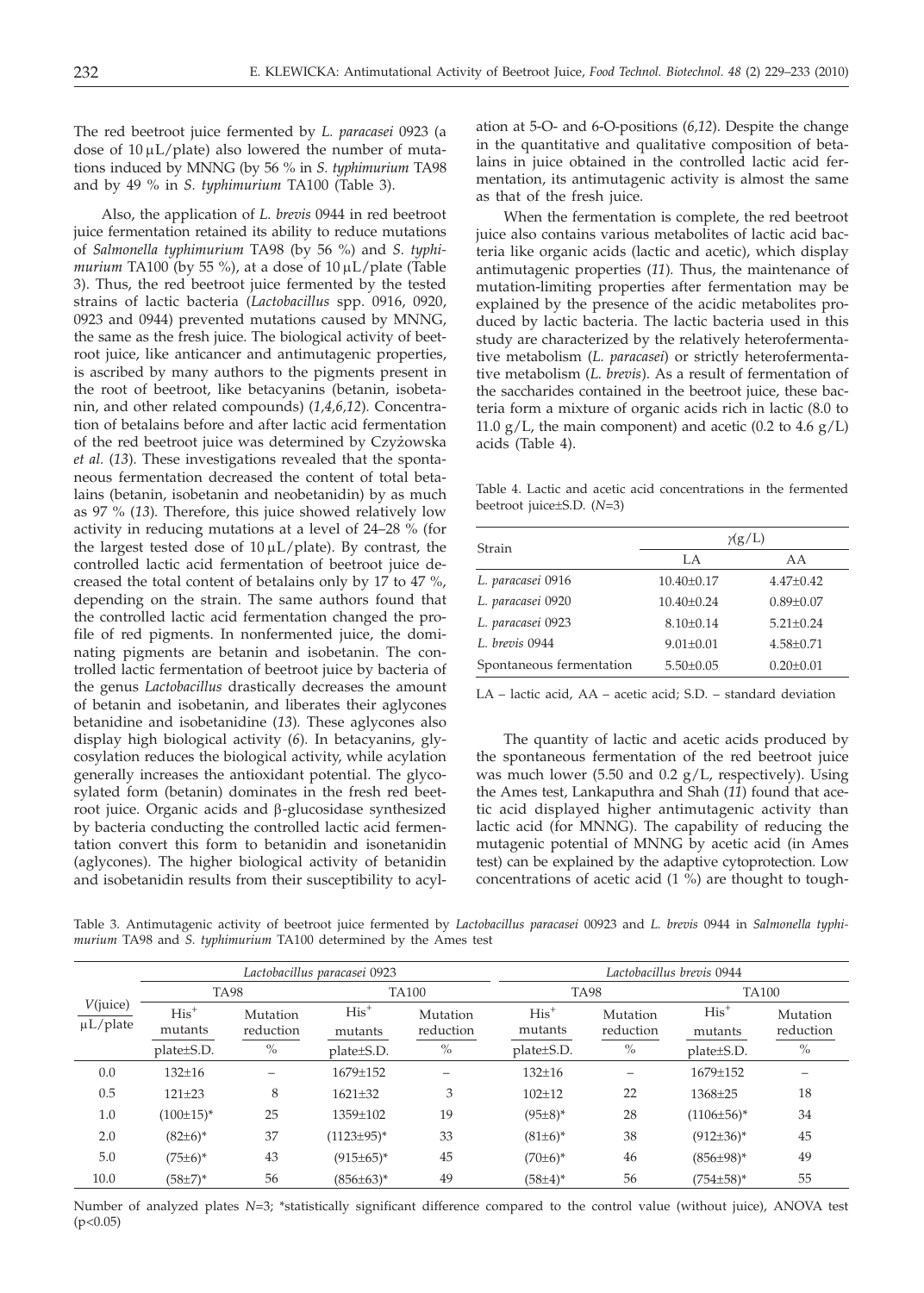The red beetroot juice fermented by *L. paracasei* 0923 (a dose of 10 μL/plate) also lowered the number of mutations induced by MNNG (by 56 % in *S. typhimurium* TA98 and by 49 % in *S. typhimurium* TA100 (Table 3).

Also, the application of *L. brevis* 0944 in red beetroot juice fermentation retained its ability to reduce mutations of *Salmonella typhimurium* TA98 (by 56 %) and *S. typhimurium* TA100 (by 55 %), at a dose of 10 μL/plate (Table 3). Thus, the red beetroot juice fermented by the tested strains of lactic bacteria (*Lactobacillus* spp. 0916, 0920, 0923 and 0944) prevented mutations caused by MNNG, the same as the fresh juice. The biological activity of beetroot juice, like anticancer and antimutagenic properties, is ascribed by many authors to the pigments present in the root of beetroot, like betacyanins (betanin, isobetanin, and other related compounds) (*1,4,6,12*). Concentration of betalains before and after lactic acid fermentation of the red beetroot juice was determined by Czyżowska *et al.* (*13*). These investigations revealed that the spontaneous fermentation decreased the content of total betalains (betanin, isobetanin and neobetanidin) by as much as 97 % (*13*). Therefore, this juice showed relatively low activity in reducing mutations at a level of 24–28 % (for the largest tested dose of 10 μL/plate). By contrast, the controlled lactic acid fermentation of beetroot juice decreased the total content of betalains only by 17 to 47 %, depending on the strain. The same authors found that the controlled lactic acid fermentation changed the profile of red pigments. In nonfermented juice, the dominating pigments are betanin and isobetanin. The controlled lactic fermentation of beetroot juice by bacteria of the genus *Lactobacillus* drastically decreases the amount of betanin and isobetanin, and liberates their aglycones betanidine and isobetanidine (*13*). These aglycones also display high biological activity (*6*). In betacyanins, glycosylation reduces the biological activity, while acylation generally increases the antioxidant potential. The glycosylated form (betanin) dominates in the fresh red beetroot juice. Organic acids and β-glucosidase synthesized by bacteria conducting the controlled lactic acid fermentation convert this form to betanidin and isonetanidin (aglycones). The higher biological activity of betanidin and isobetanidin results from their susceptibility to acylation at 5-O- and 6-O-positions (*6,12*). Despite the change in the quantitative and qualitative composition of betalains in juice obtained in the controlled lactic acid fermentation, its antimutagenic activity is almost the same as that of the fresh juice.

When the fermentation is complete, the red beetroot juice also contains various metabolites of lactic acid bacteria like organic acids (lactic and acetic), which display antimutagenic properties (*11*). Thus, the maintenance of mutation-limiting properties after fermentation may be explained by the presence of the acidic metabolites produced by lactic bacteria. The lactic bacteria used in this study are characterized by the relatively heterofermentative metabolism (*L. paracasei*) or strictly heterofermentative metabolism (*L. brevis*). As a result of fermentation of the saccharides contained in the beetroot juice, these bacteria form a mixture of organic acids rich in lactic (8.0 to 11.0 g/L, the main component) and acetic (0.2 to 4.6 g/L) acids (Table 4).

Table 4. Lactic and acetic acid concentrations in the fermented beetroot juice±S.D. (*N*=3)

| Strain | $\gamma$(g/L) | |
|---|---|---|
| | LA | AA |
| *L. paracasei* 0916 | 10.40±0.17 | 4.47±0.42 |
| *L. paracasei* 0920 | 10.40±0.24 | 0.89±0.07 |
| *L. paracasei* 0923 | 8.10±0.14 | 5.21±0.24 |
| *L. brevis* 0944 | 9.01±0.01 | 4.58±0.71 |
| Spontaneous fermentation | 5.50±0.05 | 0.20±0.01 |

LA – lactic acid, AA – acetic acid; S.D. – standard deviation

The quantity of lactic and acetic acids produced by the spontaneous fermentation of the red beetroot juice was much lower (5.50 and 0.2 g/L, respectively). Using the Ames test, Lankaputhra and Shah (*11*) found that acetic acid displayed higher antimutagenic activity than lactic acid (for MNNG). The capability of reducing the mutagenic potential of MNNG by acetic acid (in Ames test) can be explained by the adaptive cytoprotection. Low concentrations of acetic acid (1 %) are thought to tough-

Table 3. Antimutagenic activity of beetroot juice fermented by *Lactobacillus paracasei* 00923 and *L. brevis* 0944 in *Salmonella typhimurium* TA98 and *S. typhimurium* TA100 determined by the Ames test

| | *Lactobacillus paracasei* 0923 | | | | *Lactobacillus brevis* 0944 | | | |
|---|---|---|---|---|---|---|---|---|
| | TA98 | | TA100 | | TA98 | | TA100 | |
| *V*(juice) μL/plate | $His^+$ mutants plate±S.D. | Mutation reduction % | $His^+$ mutants plate±S.D. | Mutation reduction % | $His^+$ mutants plate±S.D. | Mutation reduction % | $His^+$ mutants plate±S.D. | Mutation reduction % |
| 0.0 | 132±16 | – | 1679±152 | – | 132±16 | – | 1679±152 | – |
| 0.5 | 121±23 | 8 | 1621±32 | 3 | 102±12 | 22 | 1368±25 | 18 |
| 1.0 | (100±15)* | 25 | 1359±102 | 19 | (95±8)* | 28 | (1106±56)* | 34 |
| 2.0 | (82±6)* | 37 | (1123±95)* | 33 | (81±6)* | 38 | (912±36)* | 45 |
| 5.0 | (75±6)* | 43 | (915±65)* | 45 | (70±6)* | 46 | (856±98)* | 49 |
| 10.0 | (58±7)* | 56 | (856±63)* | 49 | (58±4)* | 56 | (754±58)* | 55 |

Number of analyzed plates *N*=3; *statistically significant difference compared to the control value (without juice), ANOVA test ($p<0.05$)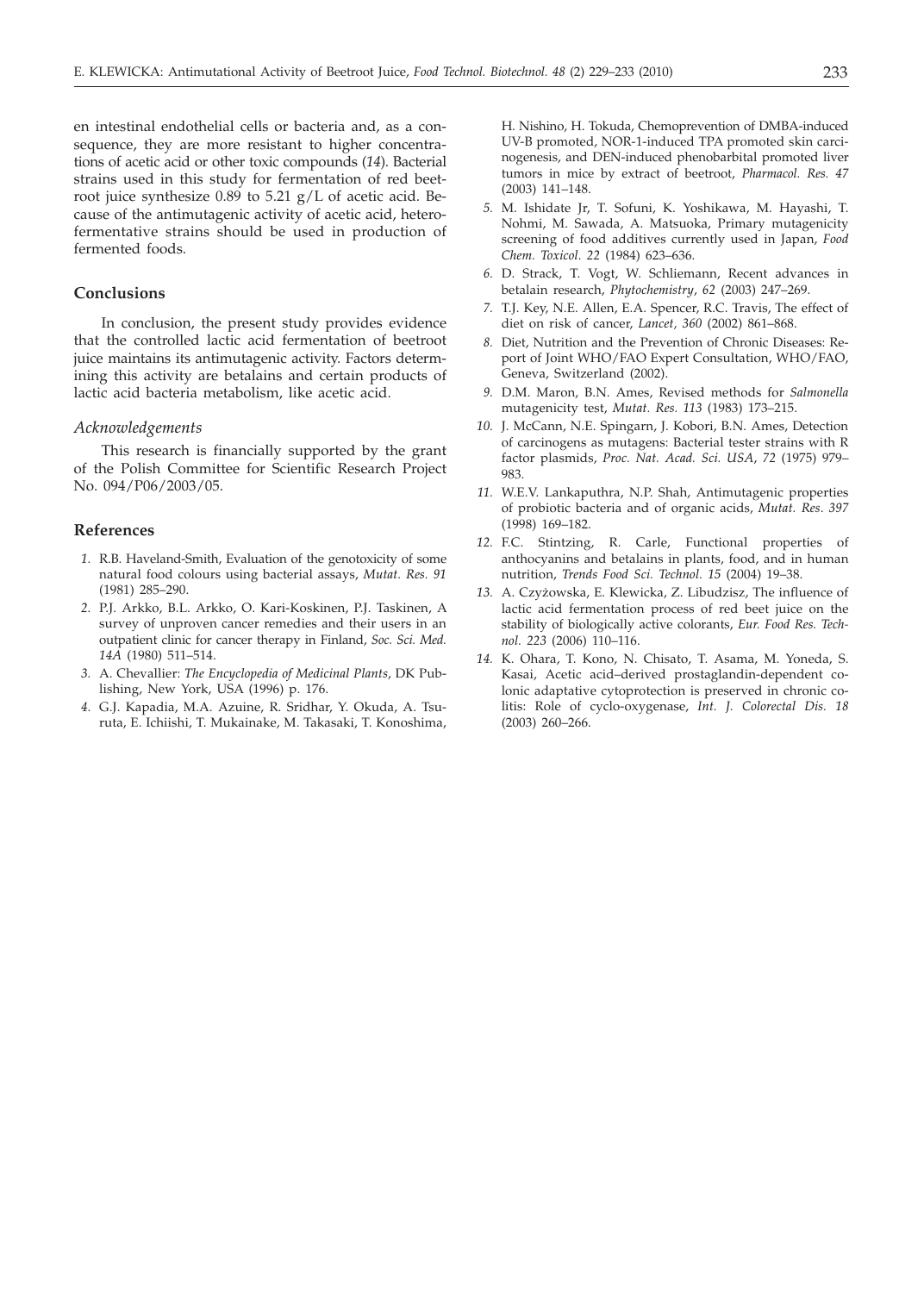en intestinal endothelial cells or bacteria and, as a consequence, they are more resistant to higher concentrations of acetic acid or other toxic compounds (*14*). Bacterial strains used in this study for fermentation of red beetroot juice synthesize 0.89 to 5.21 g/L of acetic acid. Because of the antimutagenic activity of acetic acid, heterofermentative strains should be used in production of fermented foods.

## Conclusions

In conclusion, the present study provides evidence that the controlled lactic acid fermentation of beetroot juice maintains its antimutagenic activity. Factors determining this activity are betalains and certain products of lactic acid bacteria metabolism, like acetic acid.

### *Acknowledgements*

This research is financially supported by the grant of the Polish Committee for Scientific Research Project No. 094/P06/2003/05.

## References

1. R.B. Haveland-Smith, Evaluation of the genotoxicity of some natural food colours using bacterial assays, *Mutat. Res. 91* (1981) 285–290.
2. P.J. Arkko, B.L. Arkko, O. Kari-Koskinen, P.J. Taskinen, A survey of unproven cancer remedies and their users in an outpatient clinic for cancer therapy in Finland, *Soc. Sci. Med. 14A* (1980) 511–514.
3. A. Chevallier: *The Encyclopedia of Medicinal Plants*, DK Publishing, New York, USA (1996) p. 176.
4. G.J. Kapadia, M.A. Azuine, R. Sridhar, Y. Okuda, A. Tsuruta, E. Ichiishi, T. Mukainake, M. Takasaki, T. Konoshima, H. Nishino, H. Tokuda, Chemoprevention of DMBA-induced UV-B promoted, NOR-1-induced TPA promoted skin carcinogenesis, and DEN-induced phenobarbital promoted liver tumors in mice by extract of beetroot, *Pharmacol. Res. 47* (2003) 141–148.
5. M. Ishidate Jr, T. Sofuni, K. Yoshikawa, M. Hayashi, T. Nohmi, M. Sawada, A. Matsuoka, Primary mutagenicity screening of food additives currently used in Japan, *Food Chem. Toxicol. 22* (1984) 623–636.
6. D. Strack, T. Vogt, W. Schliemann, Recent advances in betalain research, *Phytochemistry*, *62* (2003) 247–269.
7. T.J. Key, N.E. Allen, E.A. Spencer, R.C. Travis, The effect of diet on risk of cancer, *Lancet*, *360* (2002) 861–868.
8. Diet, Nutrition and the Prevention of Chronic Diseases: Report of Joint WHO/FAO Expert Consultation, WHO/FAO, Geneva, Switzerland (2002).
9. D.M. Maron, B.N. Ames, Revised methods for *Salmonella* mutagenicity test, *Mutat. Res. 113* (1983) 173–215.
10. J. McCann, N.E. Spingarn, J. Kobori, B.N. Ames, Detection of carcinogens as mutagens: Bacterial tester strains with R factor plasmids, *Proc. Nat. Acad. Sci. USA*, *72* (1975) 979–983.
11. W.E.V. Lankaputhra, N.P. Shah, Antimutagenic properties of probiotic bacteria and of organic acids, *Mutat. Res. 397* (1998) 169–182.
12. F.C. Stintzing, R. Carle, Functional properties of anthocyanins and betalains in plants, food, and in human nutrition, *Trends Food Sci. Technol. 15* (2004) 19–38.
13. A. Czyżowska, E. Klewicka, Z. Libudzisz, The influence of lactic acid fermentation process of red beet juice on the stability of biologically active colorants, *Eur. Food Res. Technol. 223* (2006) 110–116.
14. K. Ohara, T. Kono, N. Chisato, T. Asama, M. Yoneda, S. Kasai, Acetic acid–derived prostaglandin-dependent colonic adaptative cytoprotection is preserved in chronic colitis: Role of cyclo-oxygenase, *Int. J. Colorectal Dis. 18* (2003) 260–266.